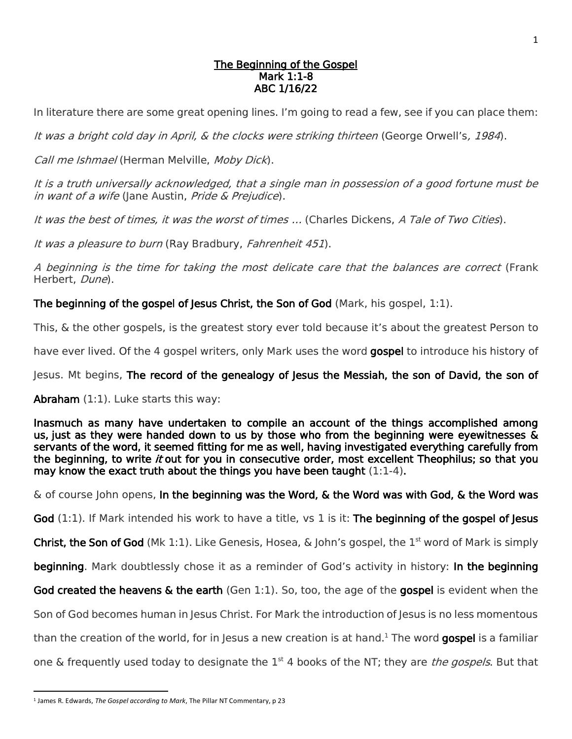# The Beginning of the Gospel

## Mark 1:1-8

## ABC 1/16/22

In literature there are some great opening lines. I'm going to read a few, see if you can place them:

*It was a bright cold day in April, & the clocks were striking thirteen* (George Orwell's, *1984*).

*Call me Ishmael* (Herman Melville, *Moby Dick*).

*It is a truth universally acknowledged, that a single man in possession of a good fortune must be in want of a wife* (Jane Austin, *Pride & Prejudice*).

*It was the best of times, it was the worst of times …* (Charles Dickens, *A Tale of Two Cities*).

*It was a pleasure to burn* (Ray Bradbury, *Fahrenheit 451*).

*A beginning is the time for taking the most delicate care that the balances are correct* (Frank Herbert, *Dune*).

**The beginning of the gospel of Jesus Christ, the Son of God** (Mark, his gospel, 1:1).

This, & the other gospels, is the greatest story ever told because it's about the greatest Person to have ever lived. Of the 4 gospel writers, only Mark uses the word **gospel** to introduce his history of Jesus. Mt begins, **The record of the genealogy of Jesus the Messiah, the son of David, the son of Abraham** (1:1). Luke starts this way:

**Inasmuch as many have undertaken to compile an account of the things accomplished among us, just as they were handed down to us by those who from the beginning were eyewitnesses & servants of the word, it seemed fitting for me as well, having investigated everything carefully from the beginning, to write *it* out for you in consecutive order, most excellent Theophilus; so that you may know the exact truth about the things you have been taught** (1:1-4).

& of course John opens, **In the beginning was the Word, & the Word was with God, & the Word was God** (1:1). If Mark intended his work to have a title, vs 1 is it: **The beginning of the gospel of Jesus Christ, the Son of God** (Mk 1:1). Like Genesis, Hosea, & John's gospel, the 1st word of Mark is simply **beginning**. Mark doubtlessly chose it as a reminder of God's activity in history: **In the beginning God created the heavens & the earth** (Gen 1:1). So, too, the age of the **gospel** is evident when the Son of God becomes human in Jesus Christ. For Mark the introduction of Jesus is no less momentous than the creation of the world, for in Jesus a new creation is at hand.[1] The word **gospel** is a familiar one & frequently used today to designate the 1st 4 books of the NT; they are *the gospels*. But that

---

[1] James R. Edwards, *The Gospel according to Mark*, The Pillar NT Commentary, p 23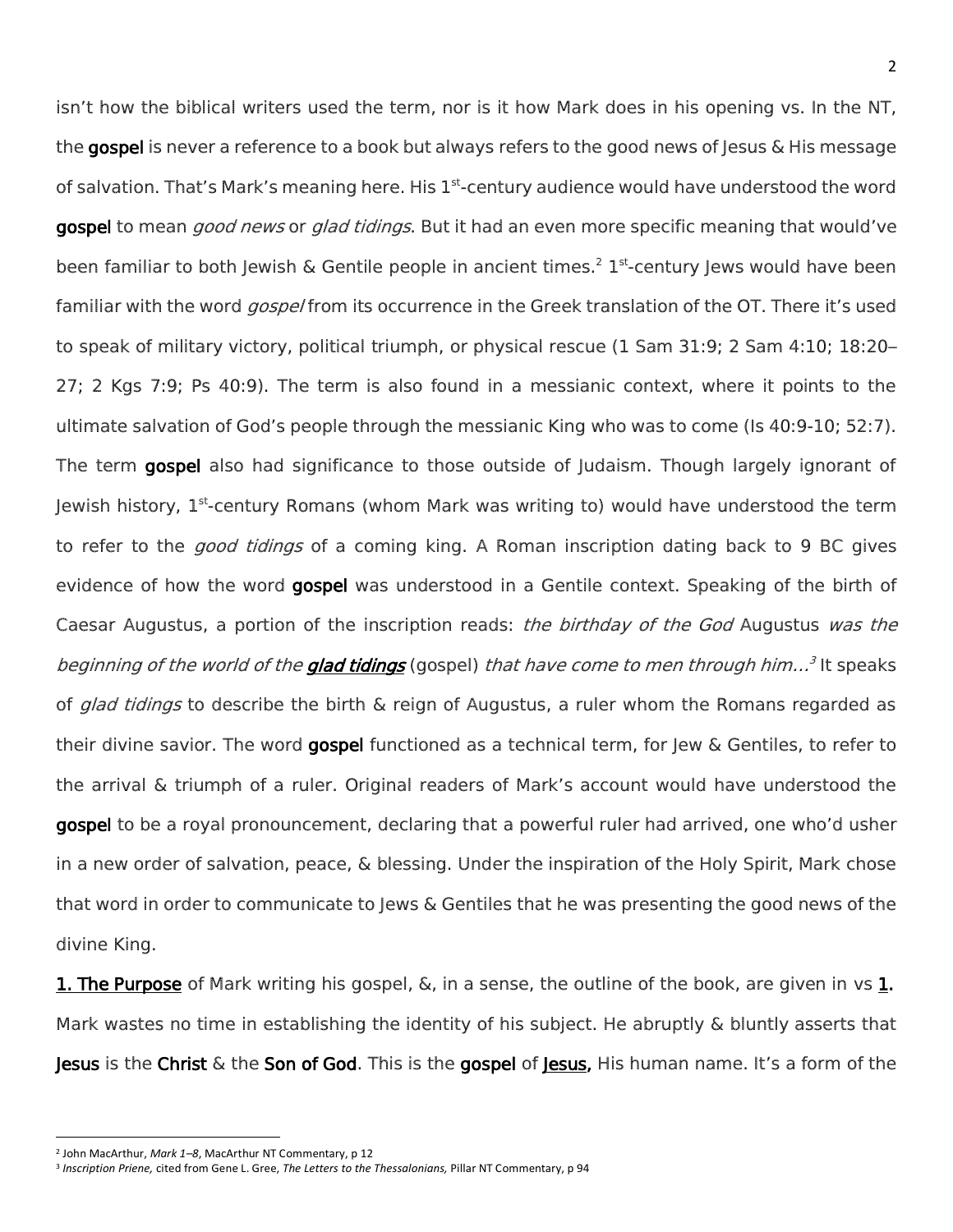isn't how the biblical writers used the term, nor is it how Mark does in his opening vs. In the NT, the **gospel** is never a reference to a book but always refers to the good news of Jesus & His message of salvation. That's Mark's meaning here. His 1st-century audience would have understood the word **gospel** to mean *good news* or *glad tidings*. But it had an even more specific meaning that would've been familiar to both Jewish & Gentile people in ancient times.[2] 1st-century Jews would have been familiar with the word *gospel* from its occurrence in the Greek translation of the OT. There it's used to speak of military victory, political triumph, or physical rescue (1 Sam 31:9; 2 Sam 4:10; 18:20–27; 2 Kgs 7:9; Ps 40:9). The term is also found in a messianic context, where it points to the ultimate salvation of God's people through the messianic King who was to come (Is 40:9-10; 52:7). The term **gospel** also had significance to those outside of Judaism. Though largely ignorant of Jewish history, 1st-century Romans (whom Mark was writing to) would have understood the term to refer to the *good tidings* of a coming king. A Roman inscription dating back to 9 BC gives evidence of how the word **gospel** was understood in a Gentile context. Speaking of the birth of Caesar Augustus, a portion of the inscription reads: *the birthday of the God* Augustus *was the beginning of the world of the* ***glad tidings*** (gospel) *that have come to men through him…*[3] It speaks of *glad tidings* to describe the birth & reign of Augustus, a ruler whom the Romans regarded as their divine savior. The word **gospel** functioned as a technical term, for Jew & Gentiles, to refer to the arrival & triumph of a ruler. Original readers of Mark's account would have understood the **gospel** to be a royal pronouncement, declaring that a powerful ruler had arrived, one who'd usher in a new order of salvation, peace, & blessing. Under the inspiration of the Holy Spirit, Mark chose that word in order to communicate to Jews & Gentiles that he was presenting the good news of the divine King.

**1. The Purpose** of Mark writing his gospel, &, in a sense, the outline of the book, are given in vs **1.** Mark wastes no time in establishing the identity of his subject. He abruptly & bluntly asserts that **Jesus** is the **Christ** & the **Son of God**. This is the **gospel** of **Jesus,** His human name. It's a form of the

[2] John MacArthur, *Mark 1–8*, MacArthur NT Commentary, p 12

[3] *Inscription Priene,* cited from Gene L. Gree, *The Letters to the Thessalonians,* Pillar NT Commentary, p 94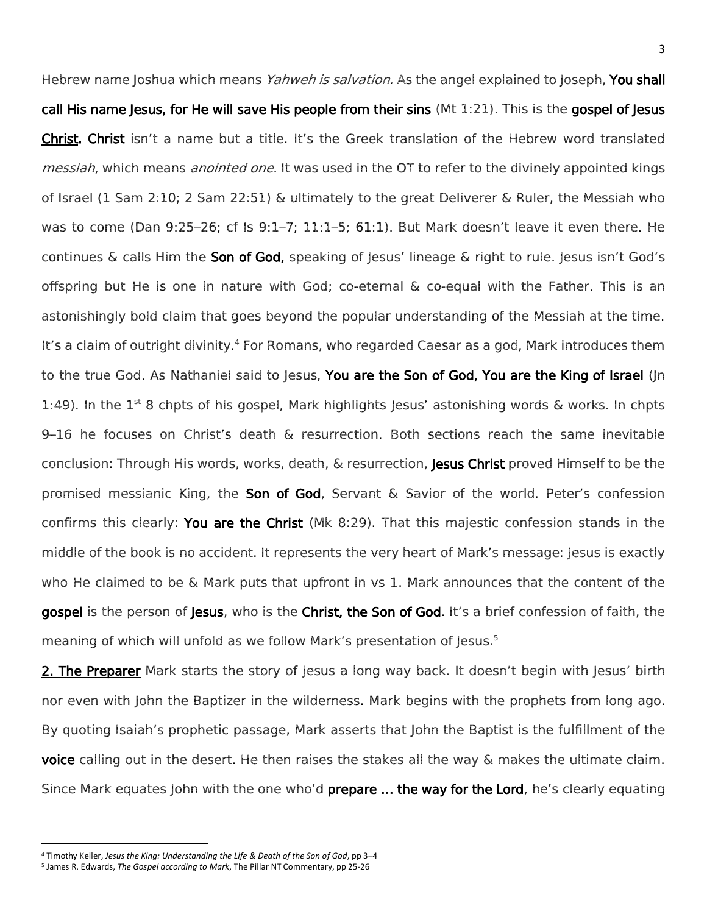Hebrew name Joshua which means *Yahweh is salvation.* As the angel explained to Joseph, **You shall call His name Jesus, for He will save His people from their sins** (Mt 1:21). This is the **gospel of Jesus Christ. Christ** isn't a name but a title. It's the Greek translation of the Hebrew word translated *messiah*, which means *anointed one*. It was used in the OT to refer to the divinely appointed kings of Israel (1 Sam 2:10; 2 Sam 22:51) & ultimately to the great Deliverer & Ruler, the Messiah who was to come (Dan 9:25–26; cf Is 9:1–7; 11:1–5; 61:1). But Mark doesn't leave it even there. He continues & calls Him the **Son of God,** speaking of Jesus' lineage & right to rule. Jesus isn't God's offspring but He is one in nature with God; co-eternal & co-equal with the Father. This is an astonishingly bold claim that goes beyond the popular understanding of the Messiah at the time. It's a claim of outright divinity.[4] For Romans, who regarded Caesar as a god, Mark introduces them to the true God. As Nathaniel said to Jesus, **You are the Son of God, You are the King of Israel** (Jn 1:49). In the 1st 8 chpts of his gospel, Mark highlights Jesus' astonishing words & works. In chpts 9–16 he focuses on Christ's death & resurrection. Both sections reach the same inevitable conclusion: Through His words, works, death, & resurrection, **Jesus Christ** proved Himself to be the promised messianic King, the **Son of God**, Servant & Savior of the world. Peter's confession confirms this clearly: **You are the Christ** (Mk 8:29). That this majestic confession stands in the middle of the book is no accident. It represents the very heart of Mark's message: Jesus is exactly who He claimed to be & Mark puts that upfront in vs 1. Mark announces that the content of the **gospel** is the person of **Jesus**, who is the **Christ, the Son of God**. It's a brief confession of faith, the meaning of which will unfold as we follow Mark's presentation of Jesus.[5]

**2. The Preparer** Mark starts the story of Jesus a long way back. It doesn't begin with Jesus' birth nor even with John the Baptizer in the wilderness. Mark begins with the prophets from long ago. By quoting Isaiah's prophetic passage, Mark asserts that John the Baptist is the fulfillment of the **voice** calling out in the desert. He then raises the stakes all the way & makes the ultimate claim. Since Mark equates John with the one who'd **prepare … the way for the Lord**, he's clearly equating

---

[4] Timothy Keller, *Jesus the King: Understanding the Life & Death of the Son of God*, pp 3–4

[5] James R. Edwards, *The Gospel according to Mark*, The Pillar NT Commentary, pp 25-26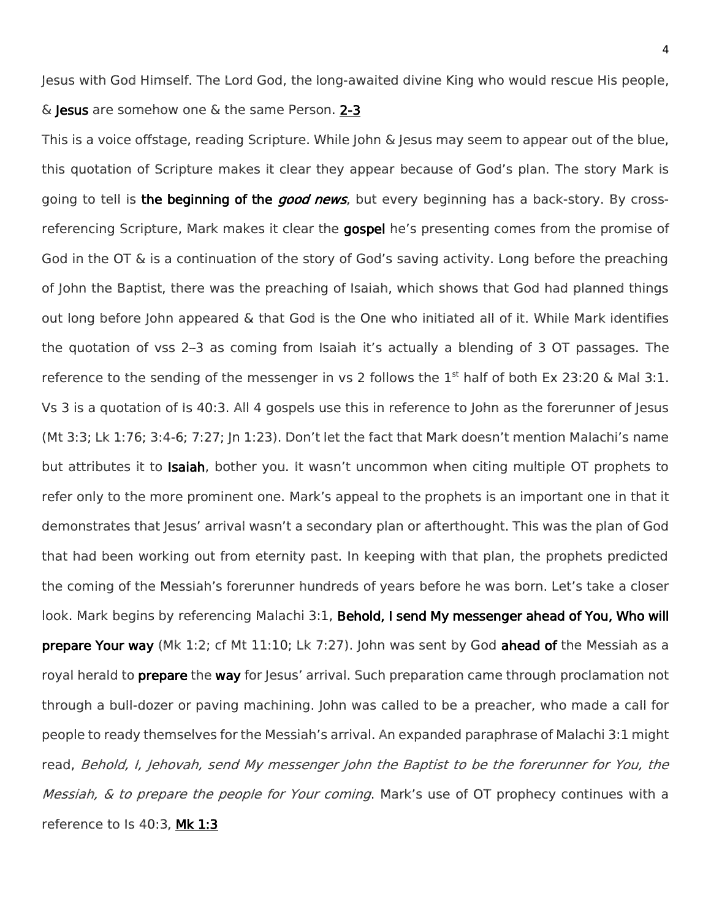Jesus with God Himself. The Lord God, the long-awaited divine King who would rescue His people, & **Jesus** are somehow one & the same Person. **2-3**

This is a voice offstage, reading Scripture. While John & Jesus may seem to appear out of the blue, this quotation of Scripture makes it clear they appear because of God's plan. The story Mark is going to tell is **the beginning of the *good news***, but every beginning has a back-story. By cross-referencing Scripture, Mark makes it clear the **gospel** he's presenting comes from the promise of God in the OT & is a continuation of the story of God's saving activity. Long before the preaching of John the Baptist, there was the preaching of Isaiah, which shows that God had planned things out long before John appeared & that God is the One who initiated all of it. While Mark identifies the quotation of vss 2–3 as coming from Isaiah it's actually a blending of 3 OT passages. The reference to the sending of the messenger in vs 2 follows the 1st half of both Ex 23:20 & Mal 3:1. Vs 3 is a quotation of Is 40:3. All 4 gospels use this in reference to John as the forerunner of Jesus (Mt 3:3; Lk 1:76; 3:4-6; 7:27; Jn 1:23). Don't let the fact that Mark doesn't mention Malachi's name but attributes it to **Isaiah**, bother you. It wasn't uncommon when citing multiple OT prophets to refer only to the more prominent one. Mark's appeal to the prophets is an important one in that it demonstrates that Jesus' arrival wasn't a secondary plan or afterthought. This was the plan of God that had been working out from eternity past. In keeping with that plan, the prophets predicted the coming of the Messiah's forerunner hundreds of years before he was born. Let's take a closer look. Mark begins by referencing Malachi 3:1, **Behold, I send My messenger ahead of You, Who will prepare Your way** (Mk 1:2; cf Mt 11:10; Lk 7:27). John was sent by God **ahead of** the Messiah as a royal herald to **prepare** the **way** for Jesus' arrival. Such preparation came through proclamation not through a bull-dozer or paving machining. John was called to be a preacher, who made a call for people to ready themselves for the Messiah's arrival. An expanded paraphrase of Malachi 3:1 might read, *Behold, I, Jehovah, send My messenger John the Baptist to be the forerunner for You, the Messiah, & to prepare the people for Your coming*. Mark's use of OT prophecy continues with a reference to Is 40:3, **Mk 1:3**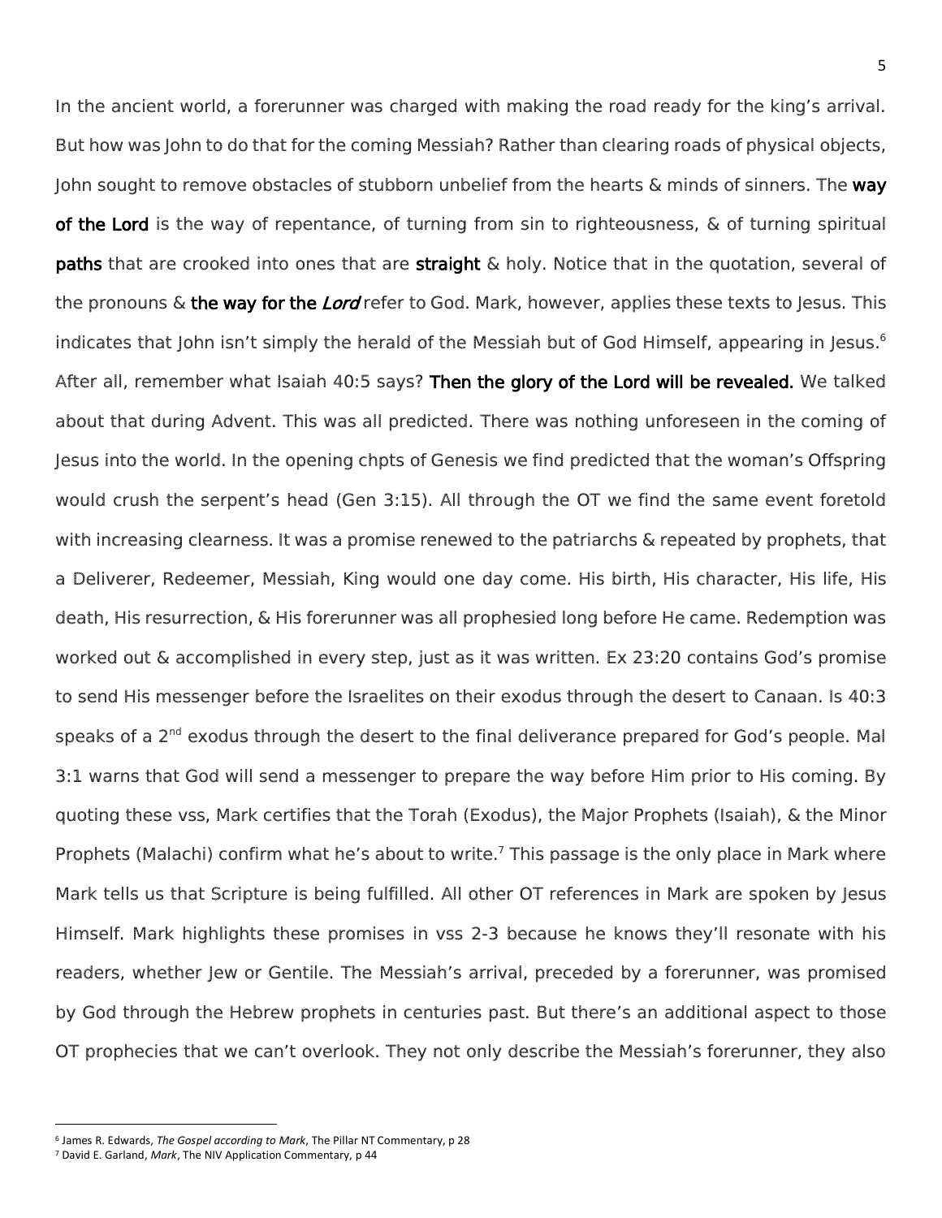In the ancient world, a forerunner was charged with making the road ready for the king's arrival. But how was John to do that for the coming Messiah? Rather than clearing roads of physical objects, John sought to remove obstacles of stubborn unbelief from the hearts & minds of sinners. The **way of the Lord** is the way of repentance, of turning from sin to righteousness, & of turning spiritual **paths** that are crooked into ones that are **straight** & holy. Notice that in the quotation, several of the pronouns & **the way for the *Lord*** refer to God. Mark, however, applies these texts to Jesus. This indicates that John isn't simply the herald of the Messiah but of God Himself, appearing in Jesus.[6] After all, remember what Isaiah 40:5 says? **Then the glory of the Lord will be revealed.** We talked about that during Advent. This was all predicted. There was nothing unforeseen in the coming of Jesus into the world. In the opening chpts of Genesis we find predicted that the woman's Offspring would crush the serpent's head (Gen 3:15). All through the OT we find the same event foretold with increasing clearness. It was a promise renewed to the patriarchs & repeated by prophets, that a Deliverer, Redeemer, Messiah, King would one day come. His birth, His character, His life, His death, His resurrection, & His forerunner was all prophesied long before He came. Redemption was worked out & accomplished in every step, just as it was written. Ex 23:20 contains God's promise to send His messenger before the Israelites on their exodus through the desert to Canaan. Is 40:3 speaks of a 2nd exodus through the desert to the final deliverance prepared for God's people. Mal 3:1 warns that God will send a messenger to prepare the way before Him prior to His coming. By quoting these vss, Mark certifies that the Torah (Exodus), the Major Prophets (Isaiah), & the Minor Prophets (Malachi) confirm what he's about to write.[7] This passage is the only place in Mark where Mark tells us that Scripture is being fulfilled. All other OT references in Mark are spoken by Jesus Himself. Mark highlights these promises in vss 2-3 because he knows they'll resonate with his readers, whether Jew or Gentile. The Messiah's arrival, preceded by a forerunner, was promised by God through the Hebrew prophets in centuries past. But there's an additional aspect to those OT prophecies that we can't overlook. They not only describe the Messiah's forerunner, they also

---

[6] James R. Edwards, *The Gospel according to Mark*, The Pillar NT Commentary, p 28

[7] David E. Garland, *Mark*, The NIV Application Commentary, p 44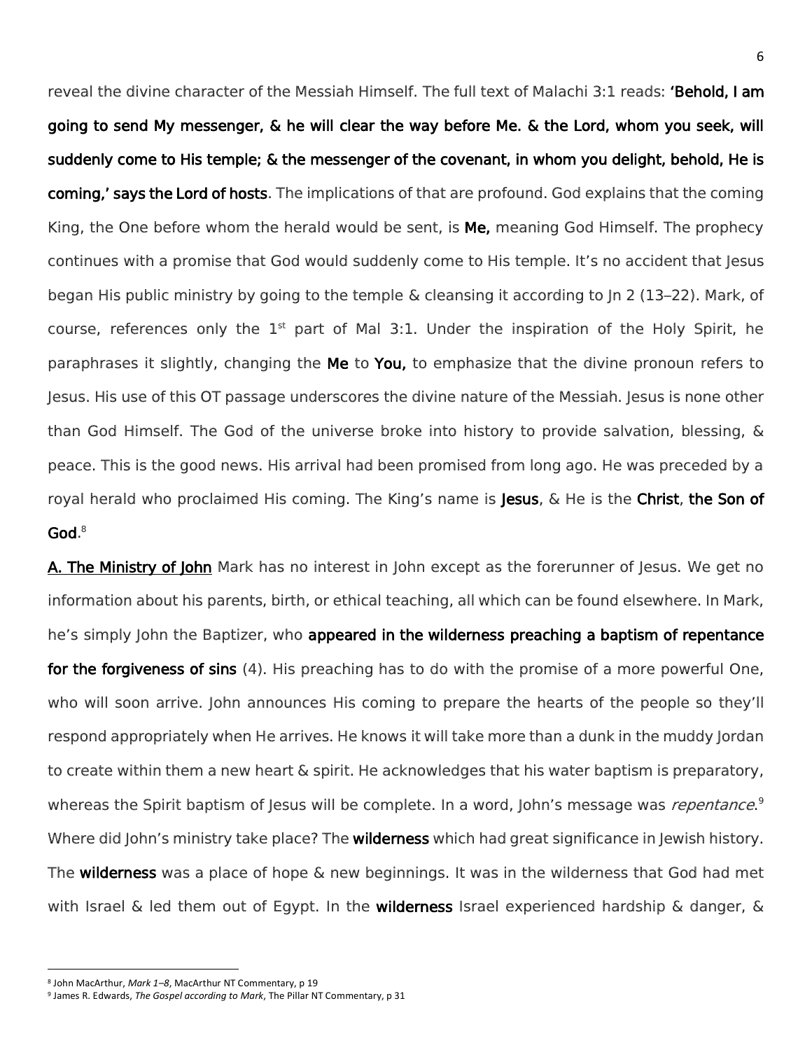reveal the divine character of the Messiah Himself. The full text of Malachi 3:1 reads: **'Behold, I am going to send My messenger, & he will clear the way before Me. & the Lord, whom you seek, will suddenly come to His temple; & the messenger of the covenant, in whom you delight, behold, He is coming,' says the Lord of hosts**. The implications of that are profound. God explains that the coming King, the One before whom the herald would be sent, is **Me,** meaning God Himself. The prophecy continues with a promise that God would suddenly come to His temple. It's no accident that Jesus began His public ministry by going to the temple & cleansing it according to Jn 2 (13–22). Mark, of course, references only the 1st part of Mal 3:1. Under the inspiration of the Holy Spirit, he paraphrases it slightly, changing the **Me** to **You,** to emphasize that the divine pronoun refers to Jesus. His use of this OT passage underscores the divine nature of the Messiah. Jesus is none other than God Himself. The God of the universe broke into history to provide salvation, blessing, & peace. This is the good news. His arrival had been promised from long ago. He was preceded by a royal herald who proclaimed His coming. The King's name is **Jesus**, & He is the **Christ**, **the Son of God**.[8]

**A. The Ministry of John** Mark has no interest in John except as the forerunner of Jesus. We get no information about his parents, birth, or ethical teaching, all which can be found elsewhere. In Mark, he's simply John the Baptizer, who **appeared in the wilderness preaching a baptism of repentance for the forgiveness of sins** (4). His preaching has to do with the promise of a more powerful One, who will soon arrive. John announces His coming to prepare the hearts of the people so they'll respond appropriately when He arrives. He knows it will take more than a dunk in the muddy Jordan to create within them a new heart & spirit. He acknowledges that his water baptism is preparatory, whereas the Spirit baptism of Jesus will be complete. In a word, John's message was *repentance*.[9] Where did John's ministry take place? The **wilderness** which had great significance in Jewish history. The **wilderness** was a place of hope & new beginnings. It was in the wilderness that God had met with Israel & led them out of Egypt. In the **wilderness** Israel experienced hardship & danger, &

---

[8] John MacArthur, *Mark 1–8*, MacArthur NT Commentary, p 19

[9] James R. Edwards, *The Gospel according to Mark*, The Pillar NT Commentary, p 31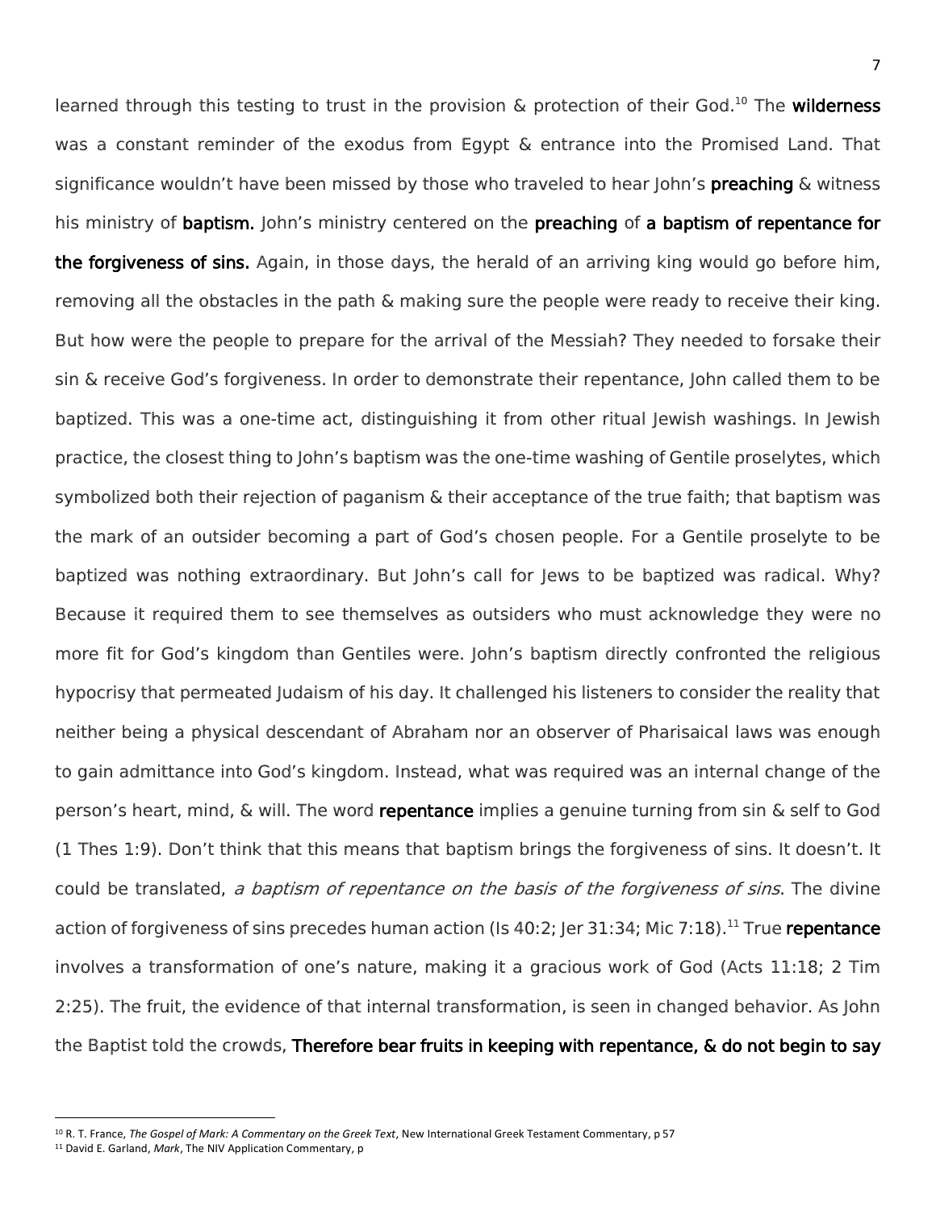learned through this testing to trust in the provision & protection of their God.[10] The **wilderness** was a constant reminder of the exodus from Egypt & entrance into the Promised Land. That significance wouldn't have been missed by those who traveled to hear John's **preaching** & witness his ministry of **baptism.** John's ministry centered on the **preaching** of **a baptism of repentance for the forgiveness of sins.** Again, in those days, the herald of an arriving king would go before him, removing all the obstacles in the path & making sure the people were ready to receive their king. But how were the people to prepare for the arrival of the Messiah? They needed to forsake their sin & receive God's forgiveness. In order to demonstrate their repentance, John called them to be baptized. This was a one-time act, distinguishing it from other ritual Jewish washings. In Jewish practice, the closest thing to John's baptism was the one-time washing of Gentile proselytes, which symbolized both their rejection of paganism & their acceptance of the true faith; that baptism was the mark of an outsider becoming a part of God's chosen people. For a Gentile proselyte to be baptized was nothing extraordinary. But John's call for Jews to be baptized was radical. Why? Because it required them to see themselves as outsiders who must acknowledge they were no more fit for God's kingdom than Gentiles were. John's baptism directly confronted the religious hypocrisy that permeated Judaism of his day. It challenged his listeners to consider the reality that neither being a physical descendant of Abraham nor an observer of Pharisaical laws was enough to gain admittance into God's kingdom. Instead, what was required was an internal change of the person's heart, mind, & will. The word **repentance** implies a genuine turning from sin & self to God (1 Thes 1:9). Don't think that this means that baptism brings the forgiveness of sins. It doesn't. It could be translated, *a baptism of repentance on the basis of the forgiveness of sins*. The divine action of forgiveness of sins precedes human action (Is 40:2; Jer 31:34; Mic 7:18).[11] True **repentance** involves a transformation of one's nature, making it a gracious work of God (Acts 11:18; 2 Tim 2:25). The fruit, the evidence of that internal transformation, is seen in changed behavior. As John the Baptist told the crowds, **Therefore bear fruits in keeping with repentance, & do not begin to say**

---

[10] R. T. France, *The Gospel of Mark: A Commentary on the Greek Text*, New International Greek Testament Commentary, p 57

[11] David E. Garland, *Mark*, The NIV Application Commentary, p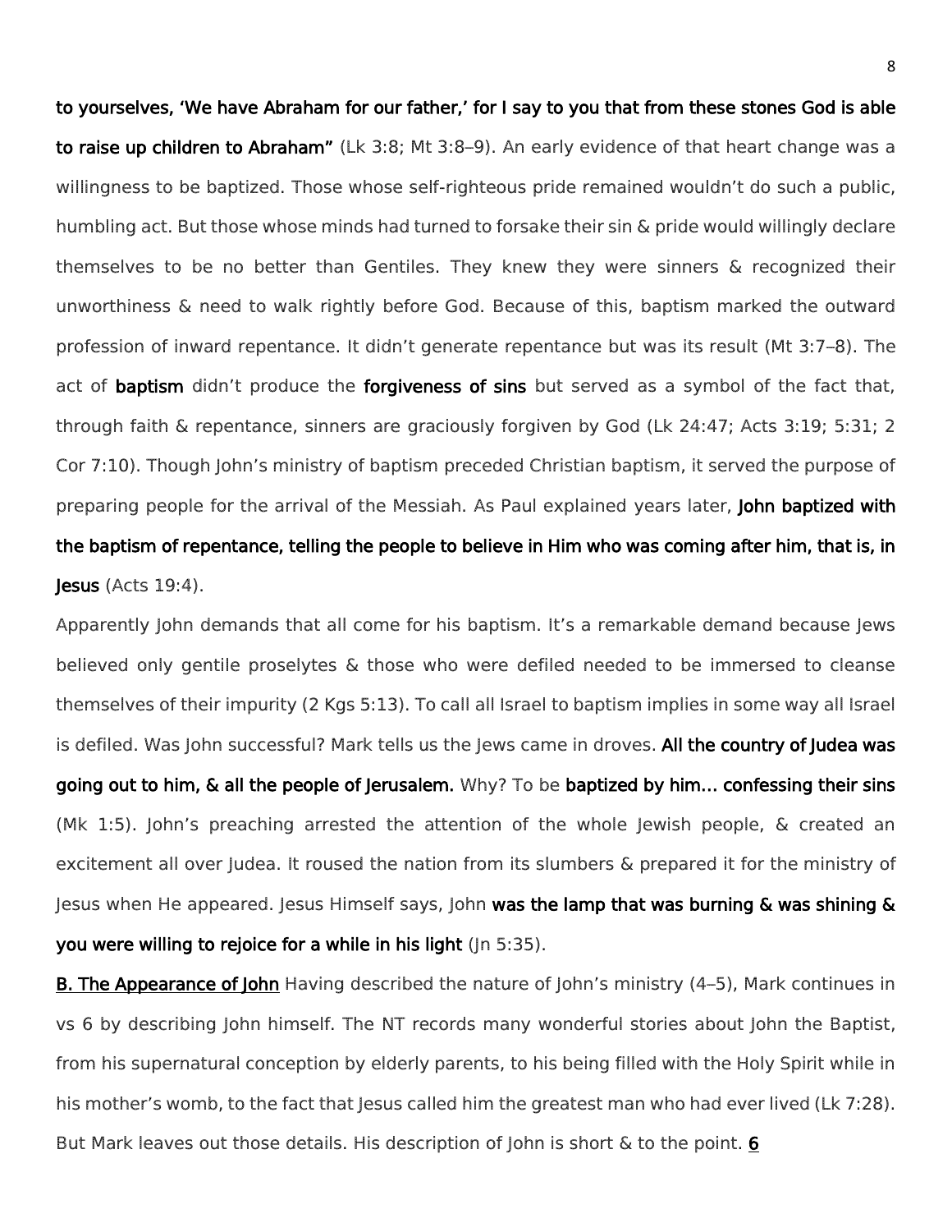**to yourselves, 'We have Abraham for our father,' for I say to you that from these stones God is able to raise up children to Abraham"** (Lk 3:8; Mt 3:8–9). An early evidence of that heart change was a willingness to be baptized. Those whose self-righteous pride remained wouldn't do such a public, humbling act. But those whose minds had turned to forsake their sin & pride would willingly declare themselves to be no better than Gentiles. They knew they were sinners & recognized their unworthiness & need to walk rightly before God. Because of this, baptism marked the outward profession of inward repentance. It didn't generate repentance but was its result (Mt 3:7–8). The act of **baptism** didn't produce the **forgiveness of sins** but served as a symbol of the fact that, through faith & repentance, sinners are graciously forgiven by God (Lk 24:47; Acts 3:19; 5:31; 2 Cor 7:10). Though John's ministry of baptism preceded Christian baptism, it served the purpose of preparing people for the arrival of the Messiah. As Paul explained years later, **John baptized with the baptism of repentance, telling the people to believe in Him who was coming after him, that is, in Jesus** (Acts 19:4).

Apparently John demands that all come for his baptism. It's a remarkable demand because Jews believed only gentile proselytes & those who were defiled needed to be immersed to cleanse themselves of their impurity (2 Kgs 5:13). To call all Israel to baptism implies in some way all Israel is defiled. Was John successful? Mark tells us the Jews came in droves. **All the country of Judea was going out to him, & all the people of Jerusalem.** Why? To be **baptized by him… confessing their sins** (Mk 1:5). John's preaching arrested the attention of the whole Jewish people, & created an excitement all over Judea. It roused the nation from its slumbers & prepared it for the ministry of Jesus when He appeared. Jesus Himself says, John **was the lamp that was burning & was shining & you were willing to rejoice for a while in his light** (Jn 5:35).

**B. The Appearance of John** Having described the nature of John's ministry (4–5), Mark continues in vs 6 by describing John himself. The NT records many wonderful stories about John the Baptist, from his supernatural conception by elderly parents, to his being filled with the Holy Spirit while in his mother's womb, to the fact that Jesus called him the greatest man who had ever lived (Lk 7:28). But Mark leaves out those details. His description of John is short & to the point. **6**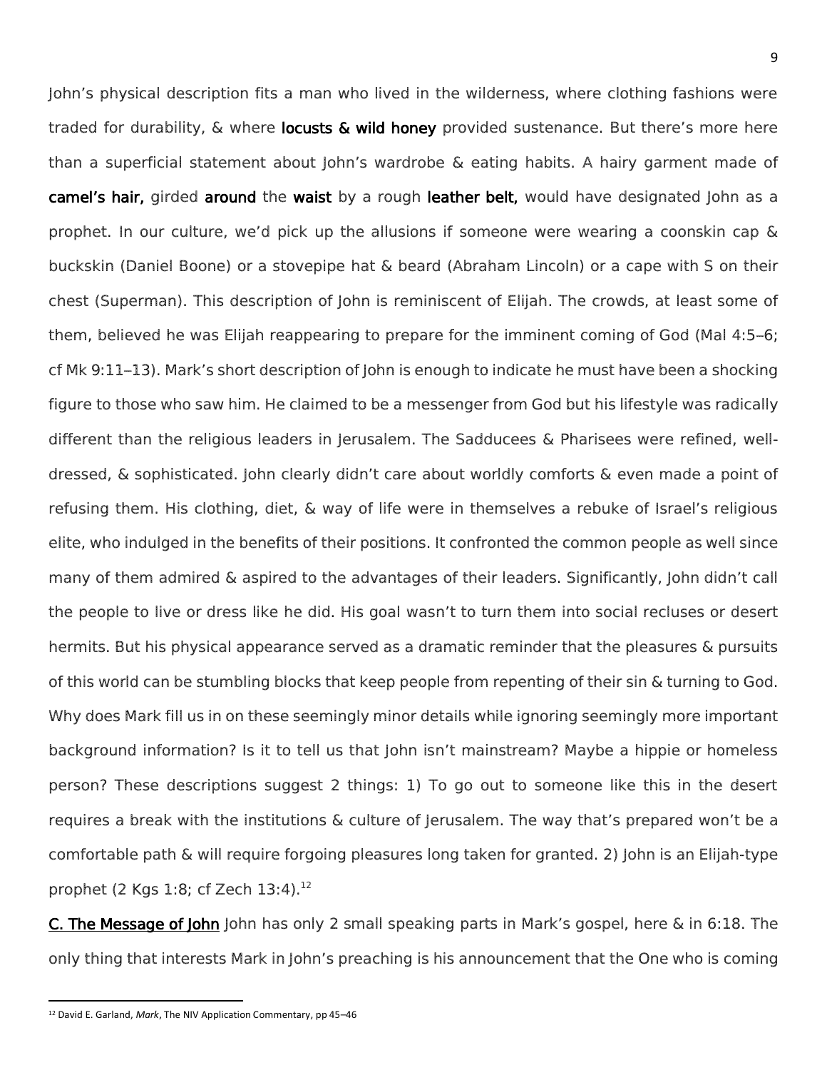John's physical description fits a man who lived in the wilderness, where clothing fashions were traded for durability, & where **locusts & wild honey** provided sustenance. But there's more here than a superficial statement about John's wardrobe & eating habits. A hairy garment made of **camel's hair,** girded **around** the **waist** by a rough **leather belt,** would have designated John as a prophet. In our culture, we'd pick up the allusions if someone were wearing a coonskin cap & buckskin (Daniel Boone) or a stovepipe hat & beard (Abraham Lincoln) or a cape with S on their chest (Superman). This description of John is reminiscent of Elijah. The crowds, at least some of them, believed he was Elijah reappearing to prepare for the imminent coming of God (Mal 4:5–6; cf Mk 9:11–13). Mark's short description of John is enough to indicate he must have been a shocking figure to those who saw him. He claimed to be a messenger from God but his lifestyle was radically different than the religious leaders in Jerusalem. The Sadducees & Pharisees were refined, well-dressed, & sophisticated. John clearly didn't care about worldly comforts & even made a point of refusing them. His clothing, diet, & way of life were in themselves a rebuke of Israel's religious elite, who indulged in the benefits of their positions. It confronted the common people as well since many of them admired & aspired to the advantages of their leaders. Significantly, John didn't call the people to live or dress like he did. His goal wasn't to turn them into social recluses or desert hermits. But his physical appearance served as a dramatic reminder that the pleasures & pursuits of this world can be stumbling blocks that keep people from repenting of their sin & turning to God. Why does Mark fill us in on these seemingly minor details while ignoring seemingly more important background information? Is it to tell us that John isn't mainstream? Maybe a hippie or homeless person? These descriptions suggest 2 things: 1) To go out to someone like this in the desert requires a break with the institutions & culture of Jerusalem. The way that's prepared won't be a comfortable path & will require forgoing pleasures long taken for granted. 2) John is an Elijah-type prophet (2 Kgs 1:8; cf Zech 13:4).[12]

**C. The Message of John** John has only 2 small speaking parts in Mark's gospel, here & in 6:18. The only thing that interests Mark in John's preaching is his announcement that the One who is coming

[12] David E. Garland, *Mark*, The NIV Application Commentary, pp 45–46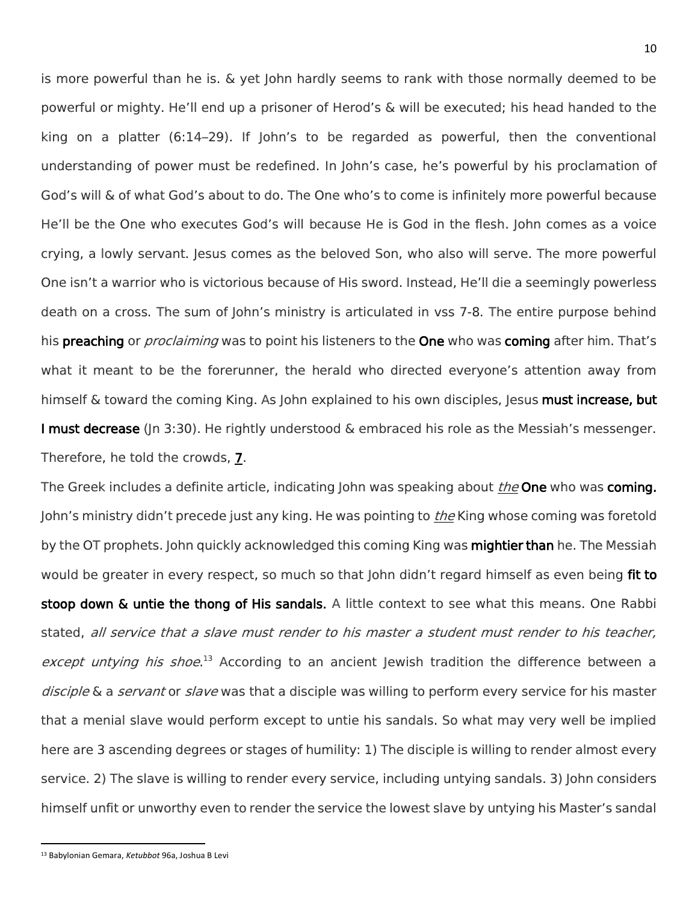is more powerful than he is. & yet John hardly seems to rank with those normally deemed to be powerful or mighty. He'll end up a prisoner of Herod's & will be executed; his head handed to the king on a platter (6:14–29). If John's to be regarded as powerful, then the conventional understanding of power must be redefined. In John's case, he's powerful by his proclamation of God's will & of what God's about to do. The One who's to come is infinitely more powerful because He'll be the One who executes God's will because He is God in the flesh. John comes as a voice crying, a lowly servant. Jesus comes as the beloved Son, who also will serve. The more powerful One isn't a warrior who is victorious because of His sword. Instead, He'll die a seemingly powerless death on a cross. The sum of John's ministry is articulated in vss 7-8. The entire purpose behind his **preaching** or *proclaiming* was to point his listeners to the **One** who was **coming** after him. That's what it meant to be the forerunner, the herald who directed everyone's attention away from himself & toward the coming King. As John explained to his own disciples, Jesus **must increase, but I must decrease** (Jn 3:30). He rightly understood & embraced his role as the Messiah's messenger. Therefore, he told the crowds, **7**.

The Greek includes a definite article, indicating John was speaking about *the* **One** who was **coming.** John's ministry didn't precede just any king. He was pointing to *the* King whose coming was foretold by the OT prophets. John quickly acknowledged this coming King was **mightier than** he. The Messiah would be greater in every respect, so much so that John didn't regard himself as even being **fit to stoop down & untie the thong of His sandals.** A little context to see what this means. One Rabbi stated, *all service that a slave must render to his master a student must render to his teacher, except untying his shoe*.[13] According to an ancient Jewish tradition the difference between a *disciple* & a *servant* or *slave* was that a disciple was willing to perform every service for his master that a menial slave would perform except to untie his sandals. So what may very well be implied here are 3 ascending degrees or stages of humility: 1) The disciple is willing to render almost every service. 2) The slave is willing to render every service, including untying sandals. 3) John considers himself unfit or unworthy even to render the service the lowest slave by untying his Master's sandal

[13] Babylonian Gemara, *Ketubbot* 96a, Joshua B Levi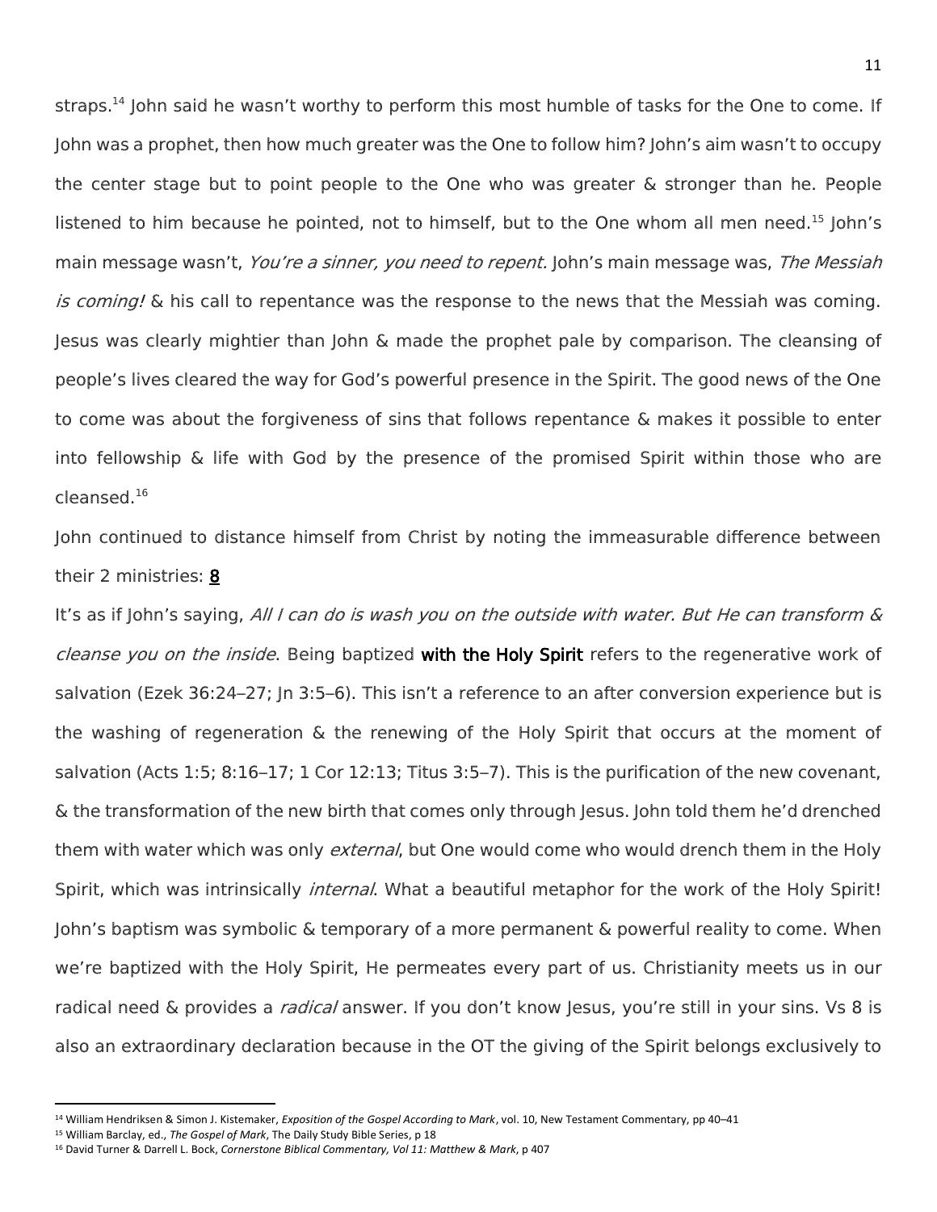straps.[14] John said he wasn't worthy to perform this most humble of tasks for the One to come. If John was a prophet, then how much greater was the One to follow him? John's aim wasn't to occupy the center stage but to point people to the One who was greater & stronger than he. People listened to him because he pointed, not to himself, but to the One whom all men need.[15] John's main message wasn't, *You're a sinner, you need to repent.* John's main message was, *The Messiah is coming!* & his call to repentance was the response to the news that the Messiah was coming. Jesus was clearly mightier than John & made the prophet pale by comparison. The cleansing of people's lives cleared the way for God's powerful presence in the Spirit. The good news of the One to come was about the forgiveness of sins that follows repentance & makes it possible to enter into fellowship & life with God by the presence of the promised Spirit within those who are cleansed.[16]

John continued to distance himself from Christ by noting the immeasurable difference between their 2 ministries: **8**

It's as if John's saying, *All I can do is wash you on the outside with water. But He can transform & cleanse you on the inside*. Being baptized **with the Holy Spirit** refers to the regenerative work of salvation (Ezek 36:24–27; Jn 3:5–6). This isn't a reference to an after conversion experience but is the washing of regeneration & the renewing of the Holy Spirit that occurs at the moment of salvation (Acts 1:5; 8:16–17; 1 Cor 12:13; Titus 3:5–7). This is the purification of the new covenant, & the transformation of the new birth that comes only through Jesus. John told them he'd drenched them with water which was only *external*, but One would come who would drench them in the Holy Spirit, which was intrinsically *internal*. What a beautiful metaphor for the work of the Holy Spirit! John's baptism was symbolic & temporary of a more permanent & powerful reality to come. When we're baptized with the Holy Spirit, He permeates every part of us. Christianity meets us in our radical need & provides a *radical* answer. If you don't know Jesus, you're still in your sins. Vs 8 is also an extraordinary declaration because in the OT the giving of the Spirit belongs exclusively to

---

[14] William Hendriksen & Simon J. Kistemaker, *Exposition of the Gospel According to Mark*, vol. 10, New Testament Commentary, pp 40–41

[15] William Barclay, ed., *The Gospel of Mark*, The Daily Study Bible Series, p 18

[16] David Turner & Darrell L. Bock, *Cornerstone Biblical Commentary, Vol 11: Matthew & Mark*, p 407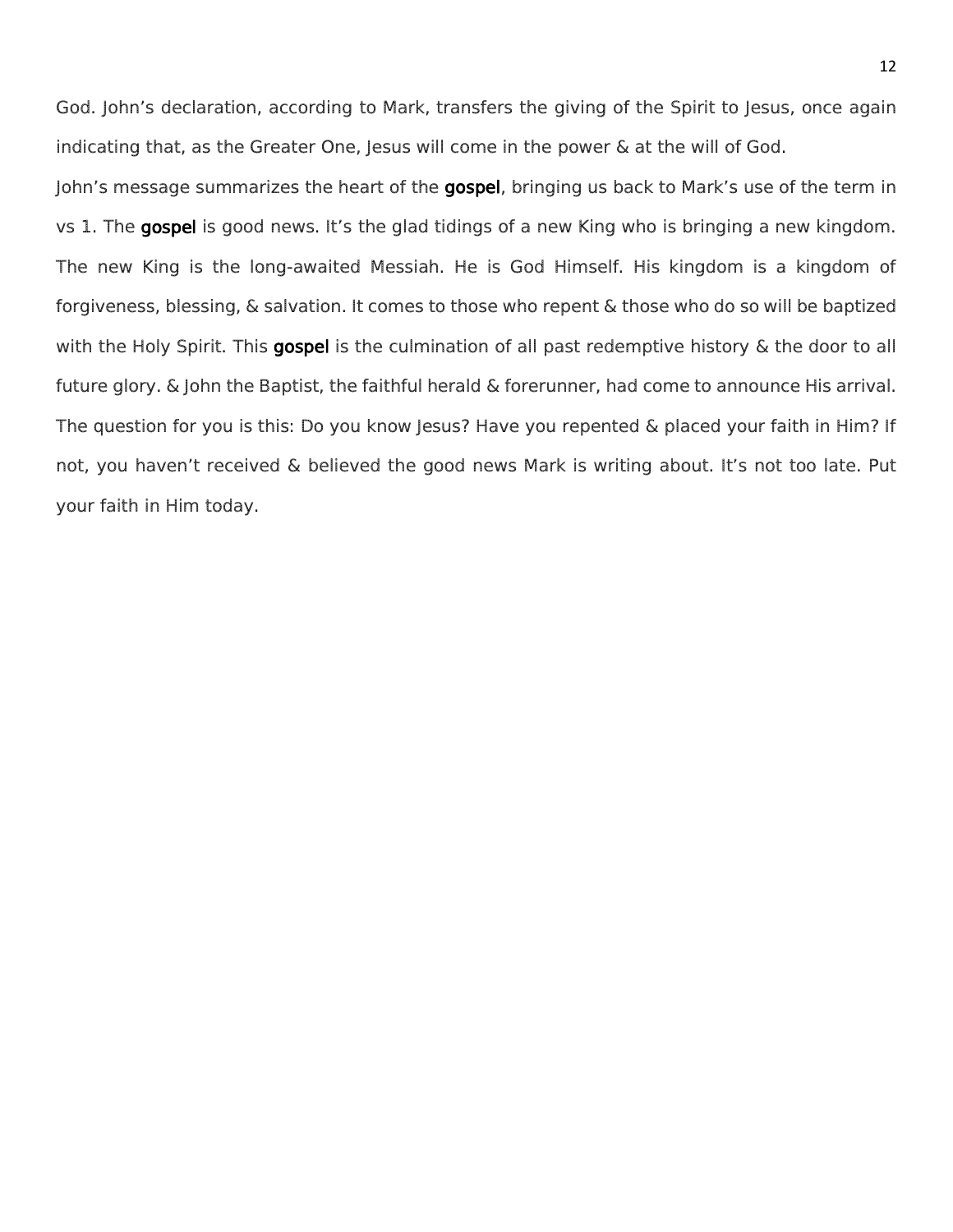God. John's declaration, according to Mark, transfers the giving of the Spirit to Jesus, once again indicating that, as the Greater One, Jesus will come in the power & at the will of God.

John's message summarizes the heart of the **gospel**, bringing us back to Mark's use of the term in vs 1. The **gospel** is good news. It's the glad tidings of a new King who is bringing a new kingdom. The new King is the long-awaited Messiah. He is God Himself. His kingdom is a kingdom of forgiveness, blessing, & salvation. It comes to those who repent & those who do so will be baptized with the Holy Spirit. This **gospel** is the culmination of all past redemptive history & the door to all future glory. & John the Baptist, the faithful herald & forerunner, had come to announce His arrival. The question for you is this: Do you know Jesus? Have you repented & placed your faith in Him? If not, you haven't received & believed the good news Mark is writing about. It's not too late. Put your faith in Him today.